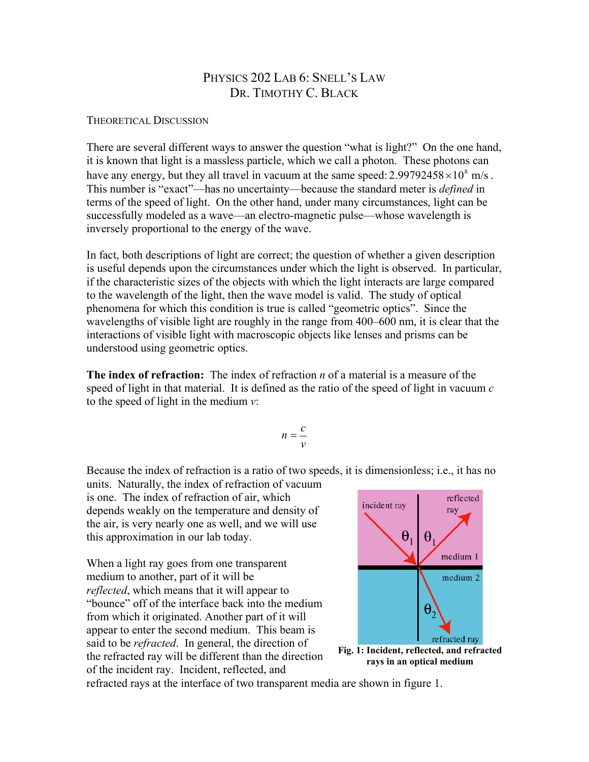# PHYSICS 202 LAB 6: SNELL'S LAW
## DR. TIMOTHY C. BLACK

### THEORETICAL DISCUSSION

There are several different ways to answer the question "what is light?" On the one hand, it is known that light is a massless particle, which we call a photon. These photons can have any energy, but they all travel in vacuum at the same speed: $2.99792458 \times 10^{8}$ m/s. This number is "exact"—has no uncertainty—because the standard meter is *defined* in terms of the speed of light. On the other hand, under many circumstances, light can be successfully modeled as a wave—an electro-magnetic pulse—whose wavelength is inversely proportional to the energy of the wave.

In fact, both descriptions of light are correct; the question of whether a given description is useful depends upon the circumstances under which the light is observed. In particular, if the characteristic sizes of the objects with which the light interacts are large compared to the wavelength of the light, then the wave model is valid. The study of optical phenomena for which this condition is true is called "geometric optics". Since the wavelengths of visible light are roughly in the range from 400–600 nm, it is clear that the interactions of visible light with macroscopic objects like lenses and prisms can be understood using geometric optics.

**The index of refraction:** The index of refraction $n$ of a material is a measure of the speed of light in that material. It is defined as the ratio of the speed of light in vacuum $c$ to the speed of light in the medium $v$:

$$n = \frac{c}{v}$$

Because the index of refraction is a ratio of two speeds, it is dimensionless; i.e., it has no units. Naturally, the index of refraction of vacuum is one. The index of refraction of air, which depends weakly on the temperature and density of the air, is very nearly one as well, and we will use this approximation in our lab today.

When a light ray goes from one transparent medium to another, part of it will be *reflected*, which means that it will appear to "bounce" off of the interface back into the medium from which it originated. Another part of it will appear to enter the second medium. This beam is said to be *refracted*. In general, the direction of the refracted ray will be different than the direction of the incident ray. Incident, reflected, and refracted rays at the interface of two transparent media are shown in figure 1.

**Fig. 1: Incident, reflected, and refracted rays in an optical medium**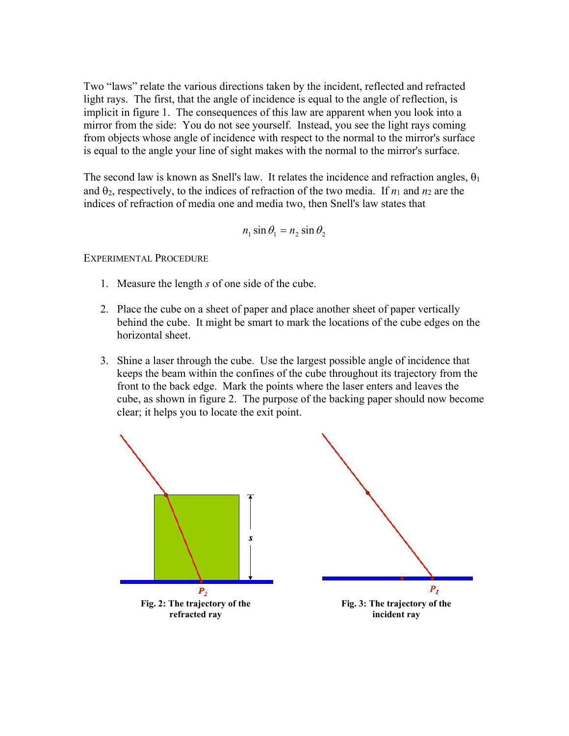Two "laws" relate the various directions taken by the incident, reflected and refracted light rays. The first, that the angle of incidence is equal to the angle of reflection, is implicit in figure 1. The consequences of this law are apparent when you look into a mirror from the side: You do not see yourself. Instead, you see the light rays coming from objects whose angle of incidence with respect to the normal to the mirror's surface is equal to the angle your line of sight makes with the normal to the mirror's surface.

The second law is known as Snell's law. It relates the incidence and refraction angles, $\theta_1$ and $\theta_2$, respectively, to the indices of refraction of the two media. If $n_1$ and $n_2$ are the indices of refraction of media one and media two, then Snell's law states that

$$n_1 \sin\theta_1 = n_2 \sin\theta_2$$

## Experimental Procedure

1. Measure the length $s$ of one side of the cube.

2. Place the cube on a sheet of paper and place another sheet of paper vertically behind the cube. It might be smart to mark the locations of the cube edges on the horizontal sheet.

3. Shine a laser through the cube. Use the largest possible angle of incidence that keeps the beam within the confines of the cube throughout its trajectory from the front to the back edge. Mark the points where the laser enters and leaves the cube, as shown in figure 2. The purpose of the backing paper should now become clear; it helps you to locate the exit point.

**Fig. 2: The trajectory of the refracted ray**

**Fig. 3: The trajectory of the incident ray**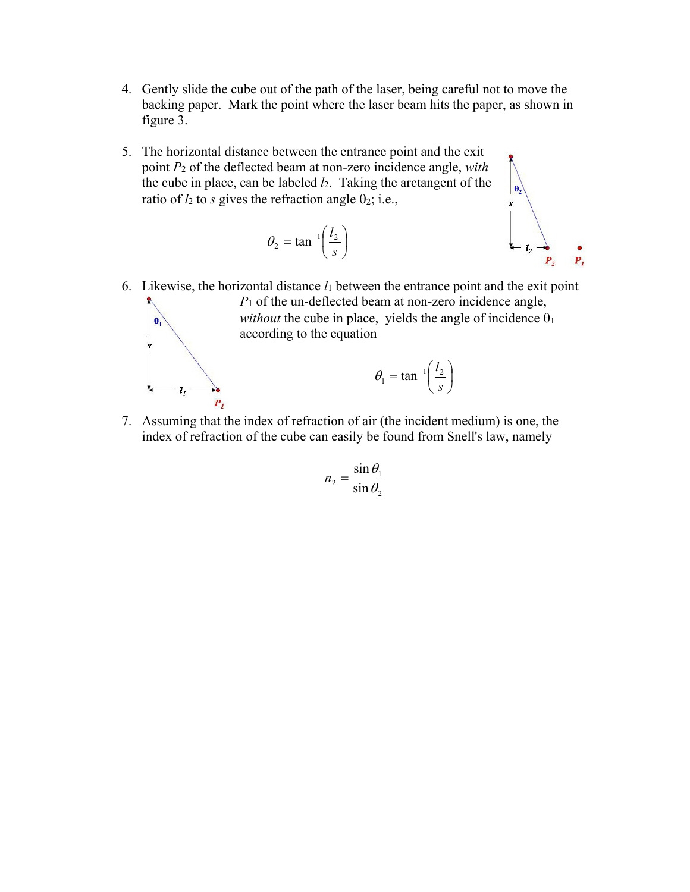4. Gently slide the cube out of the path of the laser, being careful not to move the backing paper. Mark the point where the laser beam hits the paper, as shown in figure 3.

5. The horizontal distance between the entrance point and the exit point $P_2$ of the deflected beam at non-zero incidence angle, *with* the cube in place, can be labeled $l_2$. Taking the arctangent of the ratio of $l_2$ to $s$ gives the refraction angle $\theta_2$; i.e.,

$$\theta_2 = \tan^{-1}\left(\frac{l_2}{s}\right)$$

$\theta_2$

$s$

$l_2$

$P_2$ $P_1$

6. Likewise, the horizontal distance $l_1$ between the entrance point and the exit point $P_1$ of the un-deflected beam at non-zero incidence angle, *without* the cube in place, yields the angle of incidence $\theta_1$ according to the equation

$\theta_1$

$s$

$l_1$

$P_1$

$$\theta_1 = \tan^{-1}\left(\frac{l_2}{s}\right)$$

7. Assuming that the index of refraction of air (the incident medium) is one, the index of refraction of the cube can easily be found from Snell's law, namely

$$n_2 = \frac{\sin\theta_1}{\sin\theta_2}$$